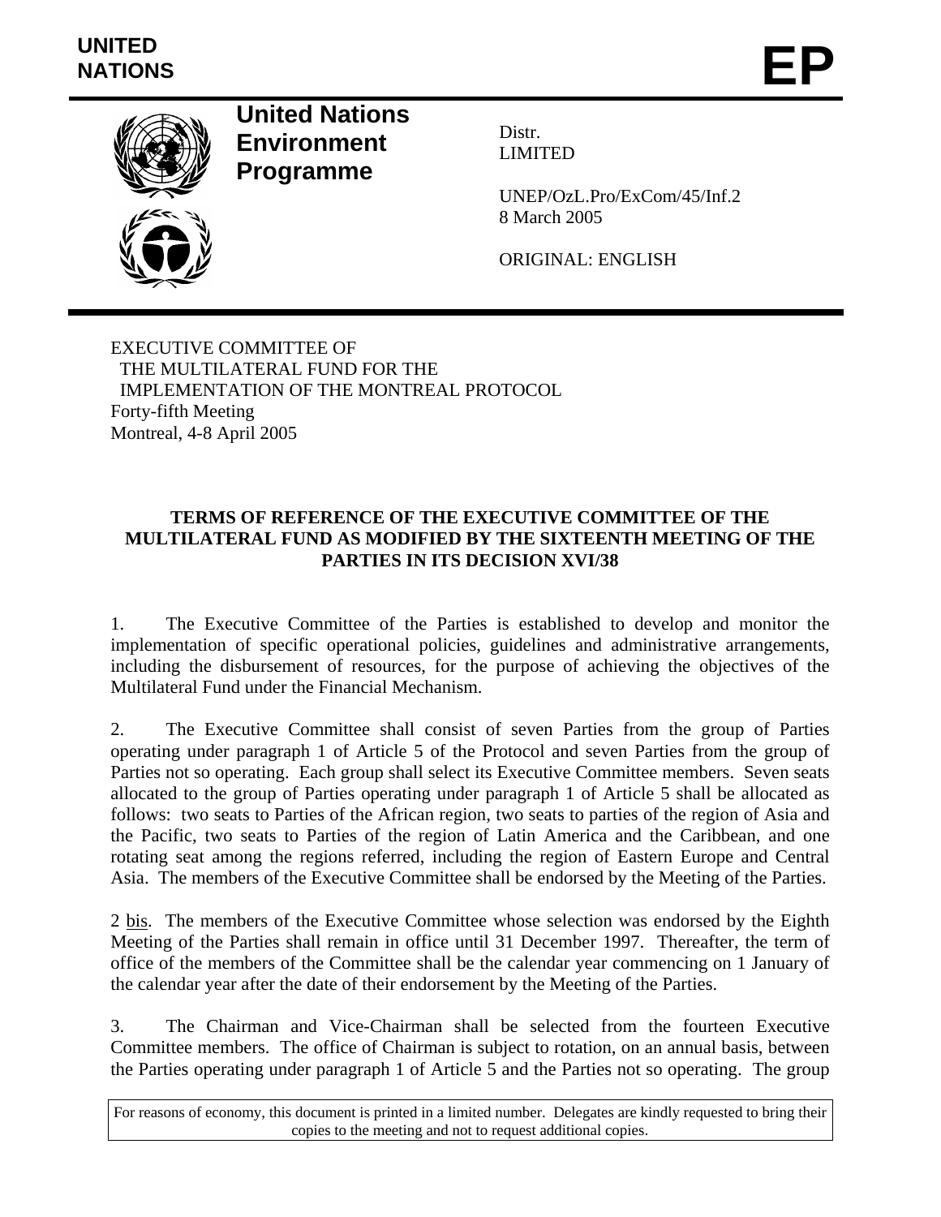UNITED NATIONS

# EP

**United Nations Environment Programme**

Distr.
LIMITED

UNEP/OzL.Pro/ExCom/45/Inf.2
8 March 2005

ORIGINAL: ENGLISH

EXECUTIVE COMMITTEE OF
THE MULTILATERAL FUND FOR THE
IMPLEMENTATION OF THE MONTREAL PROTOCOL
Forty-fifth Meeting
Montreal, 4-8 April 2005

## TERMS OF REFERENCE OF THE EXECUTIVE COMMITTEE OF THE MULTILATERAL FUND AS MODIFIED BY THE SIXTEENTH MEETING OF THE PARTIES IN ITS DECISION XVI/38

1. The Executive Committee of the Parties is established to develop and monitor the implementation of specific operational policies, guidelines and administrative arrangements, including the disbursement of resources, for the purpose of achieving the objectives of the Multilateral Fund under the Financial Mechanism.

2. The Executive Committee shall consist of seven Parties from the group of Parties operating under paragraph 1 of Article 5 of the Protocol and seven Parties from the group of Parties not so operating. Each group shall select its Executive Committee members. Seven seats allocated to the group of Parties operating under paragraph 1 of Article 5 shall be allocated as follows: two seats to Parties of the African region, two seats to parties of the region of Asia and the Pacific, two seats to Parties of the region of Latin America and the Caribbean, and one rotating seat among the regions referred, including the region of Eastern Europe and Central Asia. The members of the Executive Committee shall be endorsed by the Meeting of the Parties.

2 bis. The members of the Executive Committee whose selection was endorsed by the Eighth Meeting of the Parties shall remain in office until 31 December 1997. Thereafter, the term of office of the members of the Committee shall be the calendar year commencing on 1 January of the calendar year after the date of their endorsement by the Meeting of the Parties.

3. The Chairman and Vice-Chairman shall be selected from the fourteen Executive Committee members. The office of Chairman is subject to rotation, on an annual basis, between the Parties operating under paragraph 1 of Article 5 and the Parties not so operating. The group

For reasons of economy, this document is printed in a limited number. Delegates are kindly requested to bring their copies to the meeting and not to request additional copies.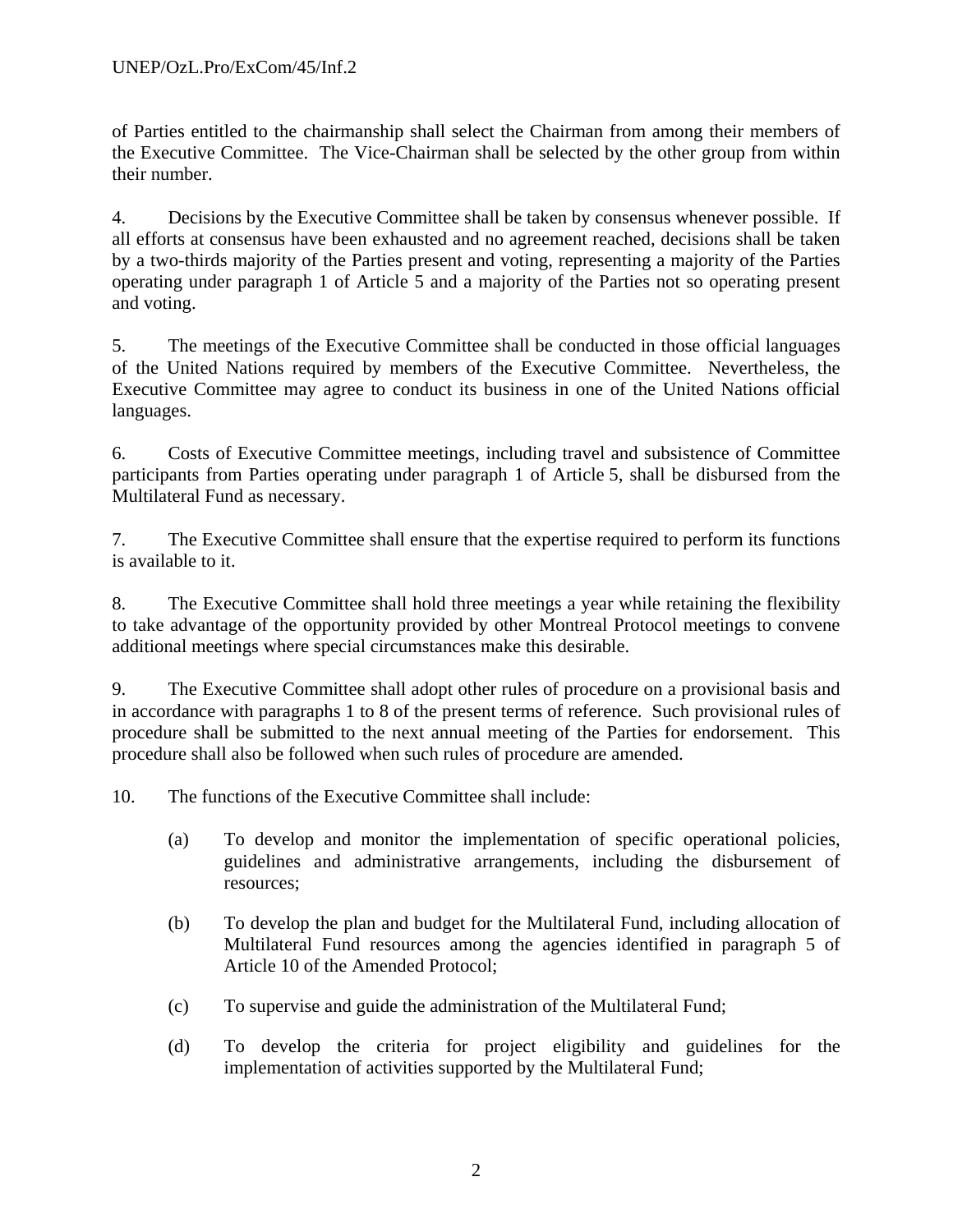of Parties entitled to the chairmanship shall select the Chairman from among their members of the Executive Committee. The Vice-Chairman shall be selected by the other group from within their number.

4. Decisions by the Executive Committee shall be taken by consensus whenever possible. If all efforts at consensus have been exhausted and no agreement reached, decisions shall be taken by a two-thirds majority of the Parties present and voting, representing a majority of the Parties operating under paragraph 1 of Article 5 and a majority of the Parties not so operating present and voting.

5. The meetings of the Executive Committee shall be conducted in those official languages of the United Nations required by members of the Executive Committee. Nevertheless, the Executive Committee may agree to conduct its business in one of the United Nations official languages.

6. Costs of Executive Committee meetings, including travel and subsistence of Committee participants from Parties operating under paragraph 1 of Article 5, shall be disbursed from the Multilateral Fund as necessary.

7. The Executive Committee shall ensure that the expertise required to perform its functions is available to it.

8. The Executive Committee shall hold three meetings a year while retaining the flexibility to take advantage of the opportunity provided by other Montreal Protocol meetings to convene additional meetings where special circumstances make this desirable.

9. The Executive Committee shall adopt other rules of procedure on a provisional basis and in accordance with paragraphs 1 to 8 of the present terms of reference. Such provisional rules of procedure shall be submitted to the next annual meeting of the Parties for endorsement. This procedure shall also be followed when such rules of procedure are amended.

10. The functions of the Executive Committee shall include:

(a) To develop and monitor the implementation of specific operational policies, guidelines and administrative arrangements, including the disbursement of resources;

(b) To develop the plan and budget for the Multilateral Fund, including allocation of Multilateral Fund resources among the agencies identified in paragraph 5 of Article 10 of the Amended Protocol;

(c) To supervise and guide the administration of the Multilateral Fund;

(d) To develop the criteria for project eligibility and guidelines for the implementation of activities supported by the Multilateral Fund;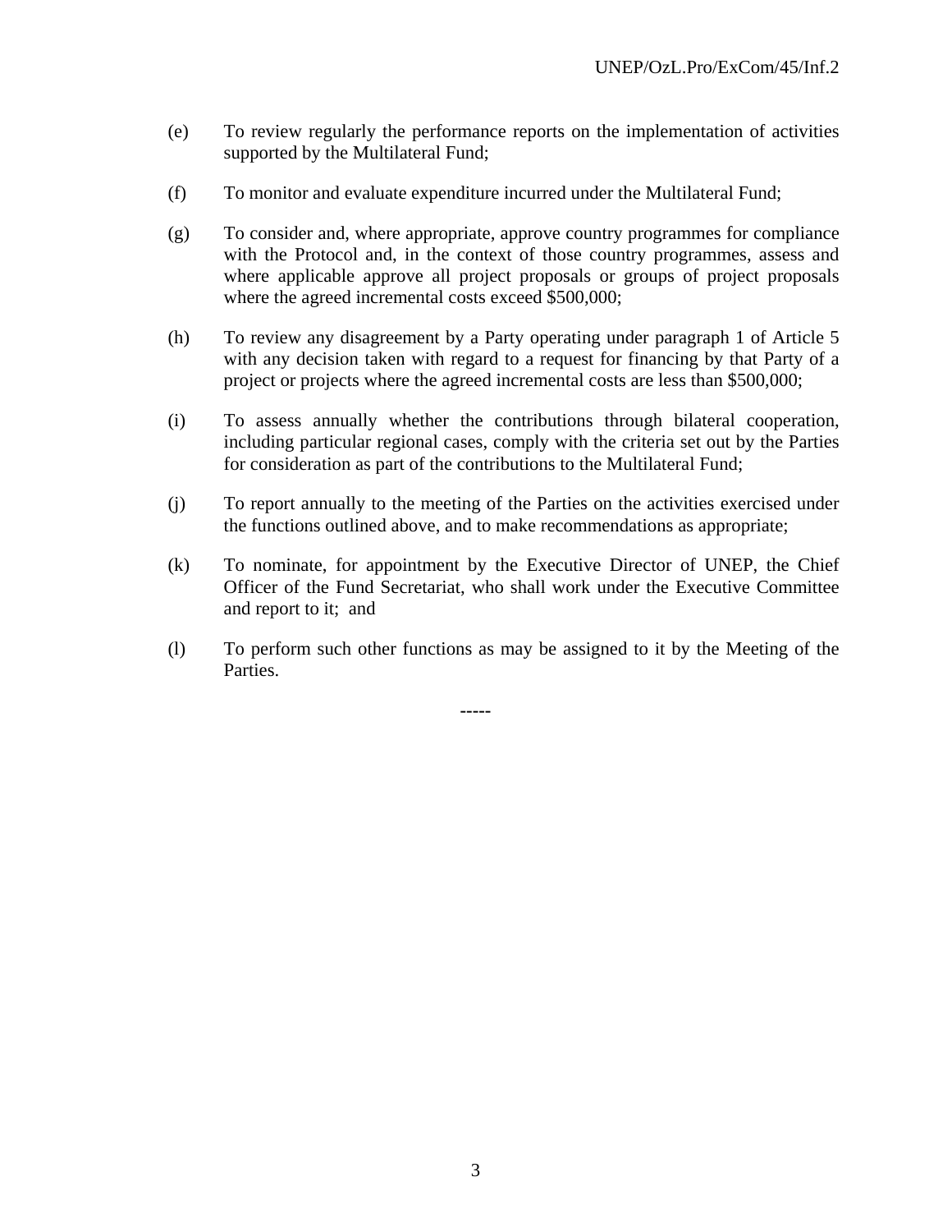(e) To review regularly the performance reports on the implementation of activities supported by the Multilateral Fund;

(f) To monitor and evaluate expenditure incurred under the Multilateral Fund;

(g) To consider and, where appropriate, approve country programmes for compliance with the Protocol and, in the context of those country programmes, assess and where applicable approve all project proposals or groups of project proposals where the agreed incremental costs exceed $500,000;

(h) To review any disagreement by a Party operating under paragraph 1 of Article 5 with any decision taken with regard to a request for financing by that Party of a project or projects where the agreed incremental costs are less than $500,000;

(i) To assess annually whether the contributions through bilateral cooperation, including particular regional cases, comply with the criteria set out by the Parties for consideration as part of the contributions to the Multilateral Fund;

(j) To report annually to the meeting of the Parties on the activities exercised under the functions outlined above, and to make recommendations as appropriate;

(k) To nominate, for appointment by the Executive Director of UNEP, the Chief Officer of the Fund Secretariat, who shall work under the Executive Committee and report to it; and

(l) To perform such other functions as may be assigned to it by the Meeting of the Parties.

-----